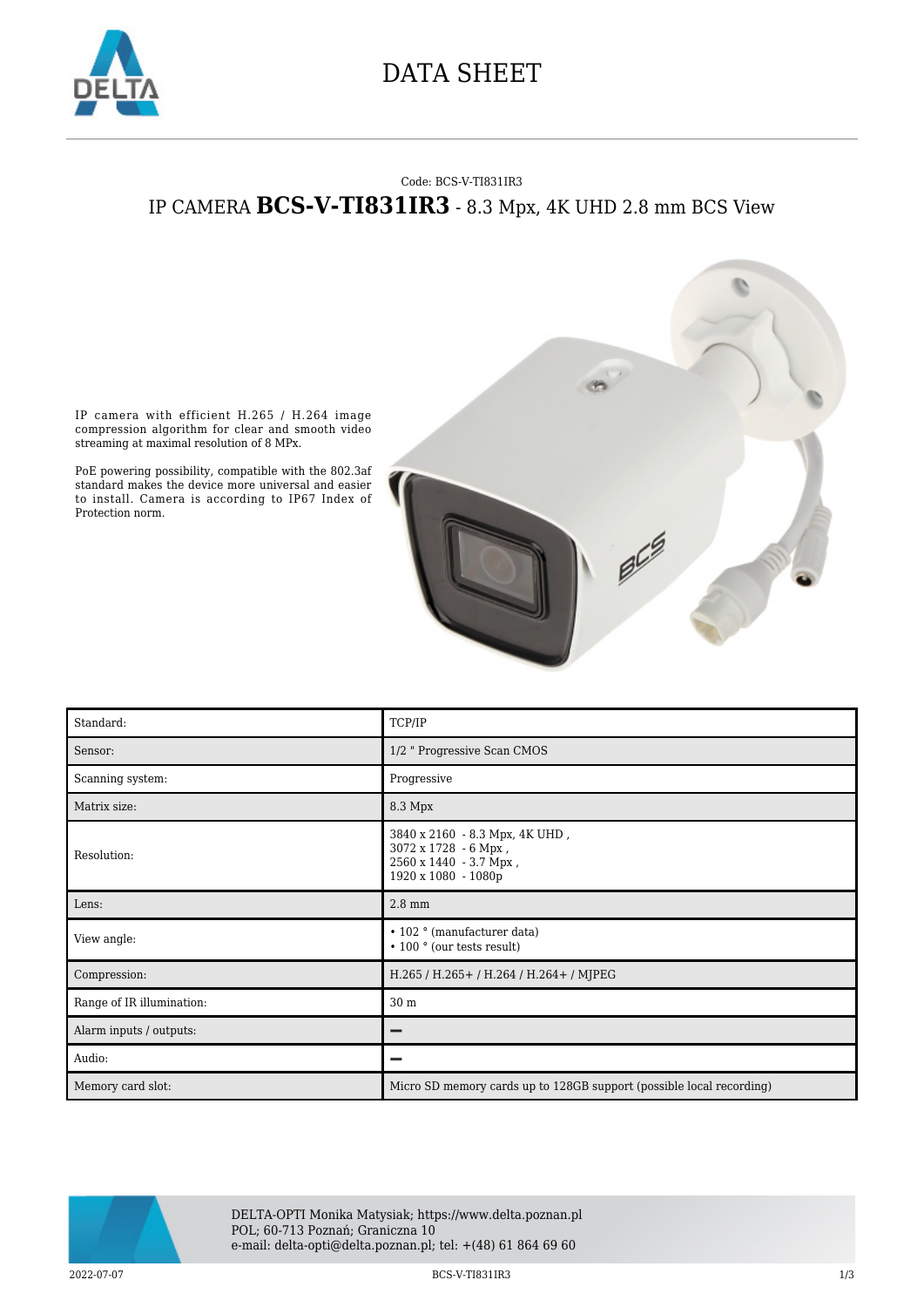# DATA SHEET

Code: BCS-V-TI831IR3

## IP CAMERA **BCS-V-TI831IR3** - 8.3 Mpx, 4K UHD 2.8 mm BCS View

IP camera with efficient H.265 / H.264 image compression algorithm for clear and smooth video streaming at maximal resolution of 8 MPx.

PoE powering possibility, compatible with the 802.3af standard makes the device more universal and easier to install. Camera is according to IP67 Index of Protection norm.

| Standard: | TCP/IP |
|---|---|
| Sensor: | 1/2 " Progressive Scan CMOS |
| Scanning system: | Progressive |
| Matrix size: | 8.3 Mpx |
| Resolution: | 3840 x 2160 - 8.3 Mpx, 4K UHD ,<br>3072 x 1728 - 6 Mpx ,<br>2560 x 1440 - 3.7 Mpx ,<br>1920 x 1080 - 1080p |
| Lens: | 2.8 mm |
| View angle: | • 102 ° (manufacturer data)<br>• 100 ° (our tests result) |
| Compression: | H.265 / H.265+ / H.264 / H.264+ / MJPEG |
| Range of IR illumination: | 30 m |
| Alarm inputs / outputs: | – |
| Audio: | – |
| Memory card slot: | Micro SD memory cards up to 128GB support (possible local recording) |

DELTA-OPTI Monika Matysiak; https://www.delta.poznan.pl
POL; 60-713 Poznań; Graniczna 10
e-mail: delta-opti@delta.poznan.pl; tel: +(48) 61 864 69 60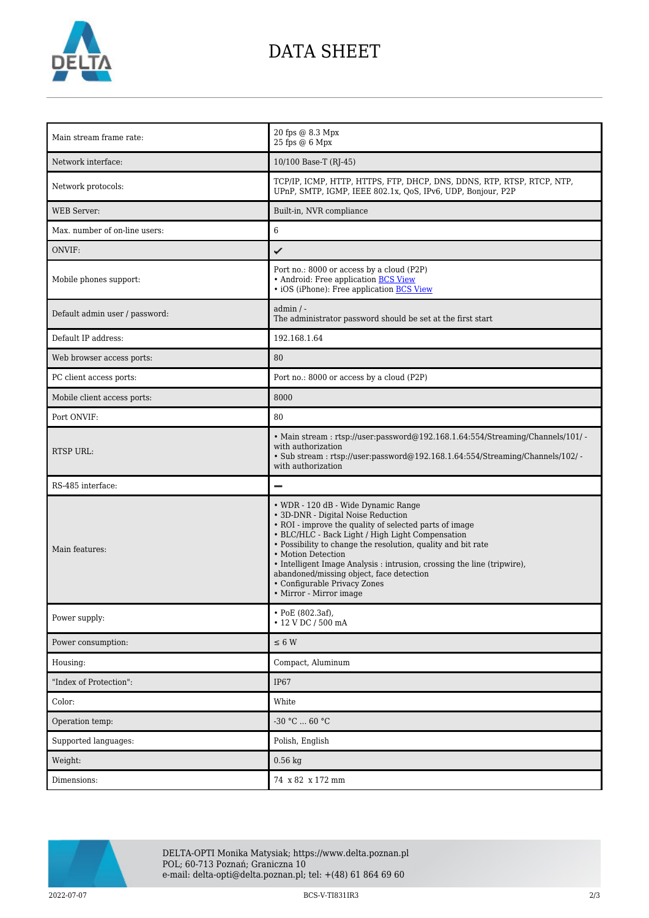# DATA SHEET

| | |
|---|---|
| Main stream frame rate: | 20 fps @ 8.3 Mpx<br>25 fps @ 6 Mpx |
| Network interface: | 10/100 Base-T (RJ-45) |
| Network protocols: | TCP/IP, ICMP, HTTP, HTTPS, FTP, DHCP, DNS, DDNS, RTP, RTSP, RTCP, NTP, UPnP, SMTP, IGMP, IEEE 802.1x, QoS, IPv6, UDP, Bonjour, P2P |
| WEB Server: | Built-in, NVR compliance |
| Max. number of on-line users: | 6 |
| ONVIF: | ✔ |
| Mobile phones support: | Port no.: 8000 or access by a cloud (P2P)<br>• Android: Free application BCS View<br>• iOS (iPhone): Free application BCS View |
| Default admin user / password: | admin / -<br>The administrator password should be set at the first start |
| Default IP address: | 192.168.1.64 |
| Web browser access ports: | 80 |
| PC client access ports: | Port no.: 8000 or access by a cloud (P2P) |
| Mobile client access ports: | 8000 |
| Port ONVIF: | 80 |
| RTSP URL: | • Main stream : rtsp://user:password@192.168.1.64:554/Streaming/Channels/101/ - with authorization<br>• Sub stream : rtsp://user:password@192.168.1.64:554/Streaming/Channels/102/ - with authorization |
| RS-485 interface: | – |
| Main features: | • WDR - 120 dB - Wide Dynamic Range<br>• 3D-DNR - Digital Noise Reduction<br>• ROI - improve the quality of selected parts of image<br>• BLC/HLC - Back Light / High Light Compensation<br>• Possibility to change the resolution, quality and bit rate<br>• Motion Detection<br>• Intelligent Image Analysis : intrusion, crossing the line (tripwire), abandoned/missing object, face detection<br>• Configurable Privacy Zones<br>• Mirror - Mirror image |
| Power supply: | • PoE (802.3af),<br>• 12 V DC / 500 mA |
| Power consumption: | ≤ 6 W |
| Housing: | Compact, Aluminum |
| "Index of Protection": | IP67 |
| Color: | White |
| Operation temp: | -30 °C ... 60 °C |
| Supported languages: | Polish, English |
| Weight: | 0.56 kg |
| Dimensions: | 74 x 82 x 172 mm |

DELTA-OPTI Monika Matysiak; https://www.delta.poznan.pl
POL; 60-713 Poznań; Graniczna 10
e-mail: delta-opti@delta.poznan.pl; tel: +(48) 61 864 69 60

2022-07-07 BCS-V-TI831IR3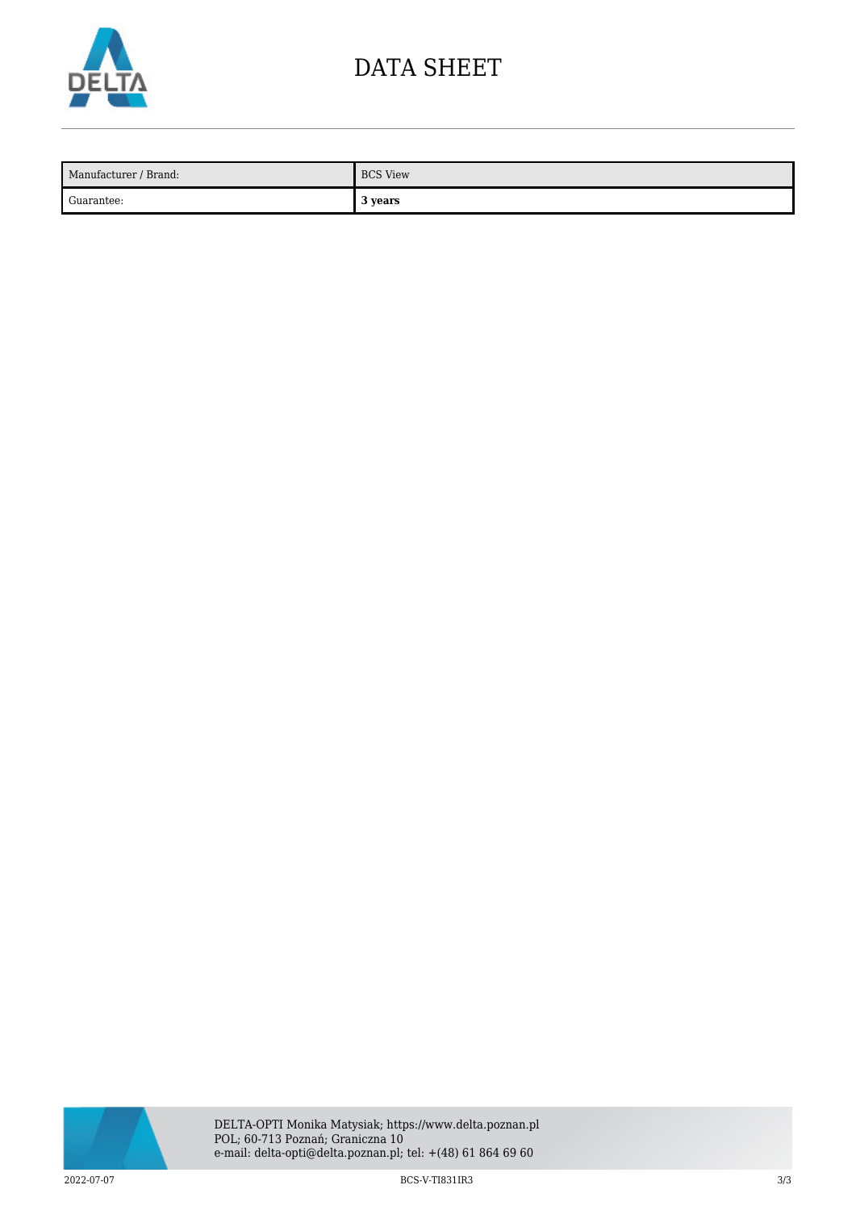# DATA SHEET

| | |
|---|---|
| Manufacturer / Brand: | BCS View |
| Guarantee: | **3 years** |